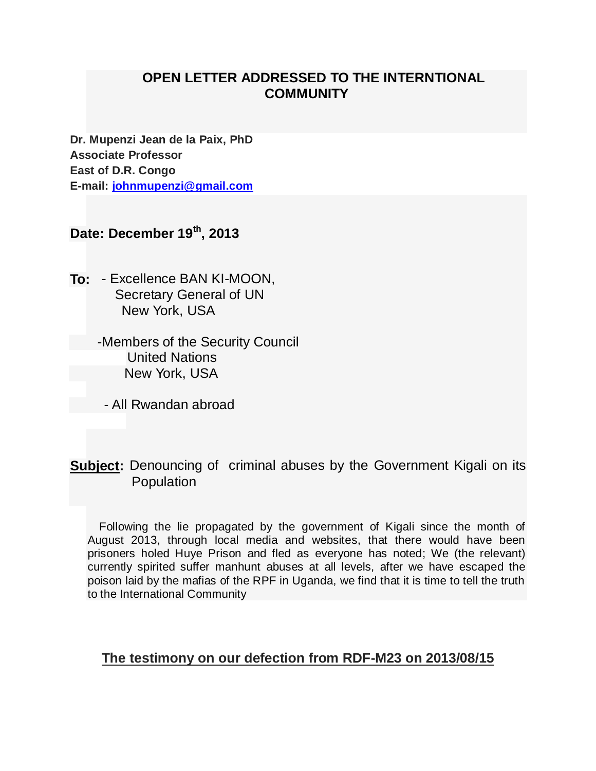# OPEN LETTER ADDRESSED TO THE INTERNTIONAL COMMUNITY

**Dr. Mupenzi Jean de la Paix, PhD**
**Associate Professor**
**East of D.R. Congo**
**E-mail: johnmupenzi@gmail.com**

**Date: December 19th, 2013**

**To:** - Excellence BAN KI-MOON,
Secretary General of UN
New York, USA

-Members of the Security Council
United Nations
New York, USA

- All Rwandan abroad

**Subject:** Denouncing of criminal abuses by the Government Kigali on its Population

Following the lie propagated by the government of Kigali since the month of August 2013, through local media and websites, that there would have been prisoners holed Huye Prison and fled as everyone has noted; We (the relevant) currently spirited suffer manhunt abuses at all levels, after we have escaped the poison laid by the mafias of the RPF in Uganda, we find that it is time to tell the truth to the International Community

## The testimony on our defection from RDF-M23 on 2013/08/15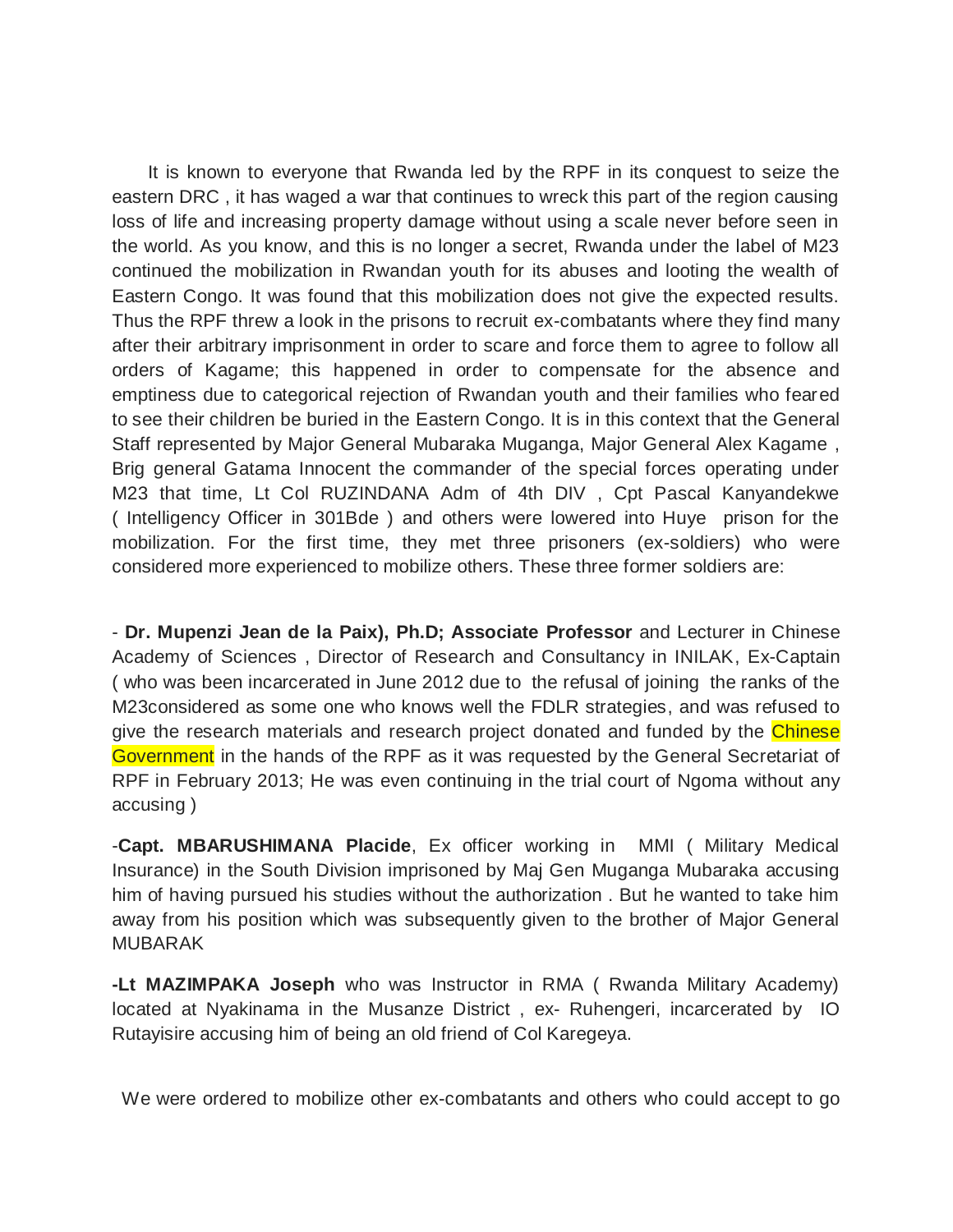It is known to everyone that Rwanda led by the RPF in its conquest to seize the eastern DRC , it has waged a war that continues to wreck this part of the region causing loss of life and increasing property damage without using a scale never before seen in the world. As you know, and this is no longer a secret, Rwanda under the label of M23 continued the mobilization in Rwandan youth for its abuses and looting the wealth of Eastern Congo. It was found that this mobilization does not give the expected results. Thus the RPF threw a look in the prisons to recruit ex-combatants where they find many after their arbitrary imprisonment in order to scare and force them to agree to follow all orders of Kagame; this happened in order to compensate for the absence and emptiness due to categorical rejection of Rwandan youth and their families who feared to see their children be buried in the Eastern Congo. It is in this context that the General Staff represented by Major General Mubaraka Muganga, Major General Alex Kagame , Brig general Gatama Innocent the commander of the special forces operating under M23 that time, Lt Col RUZINDANA Adm of 4th DIV , Cpt Pascal Kanyandekwe ( Intelligency Officer in 301Bde ) and others were lowered into Huye prison for the mobilization. For the first time, they met three prisoners (ex-soldiers) who were considered more experienced to mobilize others. These three former soldiers are:

- **Dr. Mupenzi Jean de la Paix), Ph.D; Associate Professor** and Lecturer in Chinese Academy of Sciences , Director of Research and Consultancy in INILAK, Ex-Captain ( who was been incarcerated in June 2012 due to the refusal of joining the ranks of the M23considered as some one who knows well the FDLR strategies, and was refused to give the research materials and research project donated and funded by the Chinese Government in the hands of the RPF as it was requested by the General Secretariat of RPF in February 2013; He was even continuing in the trial court of Ngoma without any accusing )

-**Capt. MBARUSHIMANA Placide**, Ex officer working in MMI ( Military Medical Insurance) in the South Division imprisoned by Maj Gen Muganga Mubaraka accusing him of having pursued his studies without the authorization . But he wanted to take him away from his position which was subsequently given to the brother of Major General MUBARAK

**-Lt MAZIMPAKA Joseph** who was Instructor in RMA ( Rwanda Military Academy) located at Nyakinama in the Musanze District , ex- Ruhengeri, incarcerated by IO Rutayisire accusing him of being an old friend of Col Karegeya.

We were ordered to mobilize other ex-combatants and others who could accept to go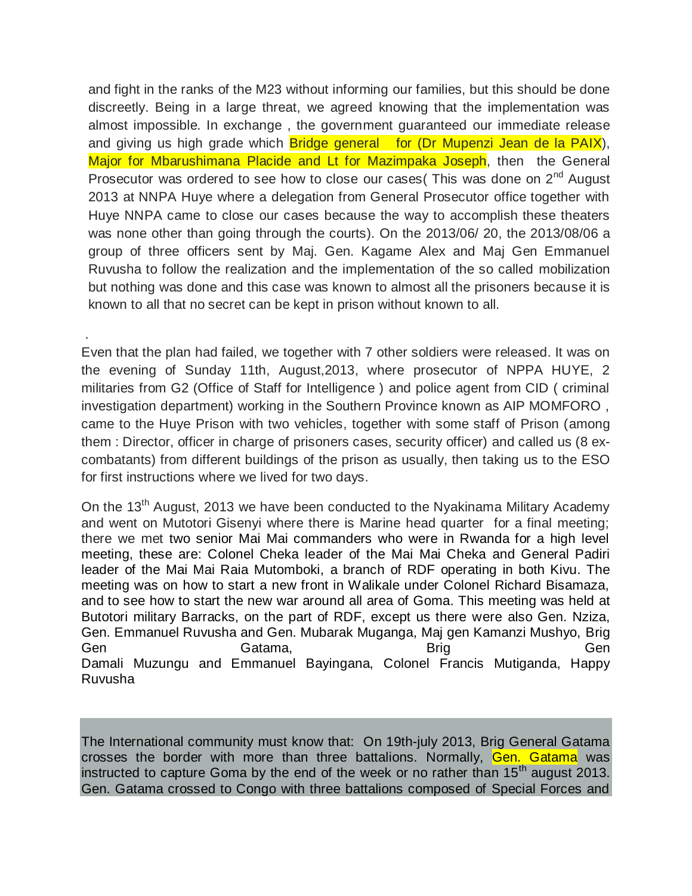and fight in the ranks of the M23 without informing our families, but this should be done discreetly. Being in a large threat, we agreed knowing that the implementation was almost impossible. In exchange , the government guaranteed our immediate release and giving us high grade which Bridge general  for (Dr Mupenzi Jean de la PAIX), Major for Mbarushimana Placide and Lt for Mazimpaka Joseph, then  the General Prosecutor was ordered to see how to close our cases( This was done on 2nd August 2013 at NNPA Huye where a delegation from General Prosecutor office together with Huye NNPA came to close our cases because the way to accomplish these theaters was none other than going through the courts). On the 2013/06/ 20, the 2013/08/06 a group of three officers sent by Maj. Gen. Kagame Alex and Maj Gen Emmanuel Ruvusha to follow the realization and the implementation of the so called mobilization but nothing was done and this case was known to almost all the prisoners because it is known to all that no secret can be kept in prison without known to all.

.

Even that the plan had failed, we together with 7 other soldiers were released. It was on the evening of Sunday 11th, August,2013, where prosecutor of NPPA HUYE, 2 militaries from G2 (Office of Staff for Intelligence ) and police agent from CID ( criminal investigation department) working in the Southern Province known as AIP MOMFORO , came to the Huye Prison with two vehicles, together with some staff of Prison (among them : Director, officer in charge of prisoners cases, security officer) and called us (8 ex-combatants) from different buildings of the prison as usually, then taking us to the ESO for first instructions where we lived for two days.

On the 13th August, 2013 we have been conducted to the Nyakinama Military Academy and went on Mutotori Gisenyi where there is Marine head quarter  for a final meeting; there we met two senior Mai Mai commanders who were in Rwanda for a high level meeting, these are: Colonel Cheka leader of the Mai Mai Cheka and General Padiri leader of the Mai Mai Raia Mutomboki, a branch of RDF operating in both Kivu. The meeting was on how to start a new front in Walikale under Colonel Richard Bisamaza, and to see how to start the new war around all area of Goma. This meeting was held at Butotori military Barracks, on the part of RDF, except us there were also Gen. Nziza, Gen. Emmanuel Ruvusha and Gen. Mubarak Muganga, Maj gen Kamanzi Mushyo, Brig Gen Gatama, Brig Gen Damali Muzungu and Emmanuel Bayingana, Colonel Francis Mutiganda, Happy Ruvusha

The International community must know that:  On 19th-july 2013, Brig General Gatama crosses the border with more than three battalions. Normally, Gen. Gatama was instructed to capture Goma by the end of the week or no rather than 15th august 2013. Gen. Gatama crossed to Congo with three battalions composed of Special Forces and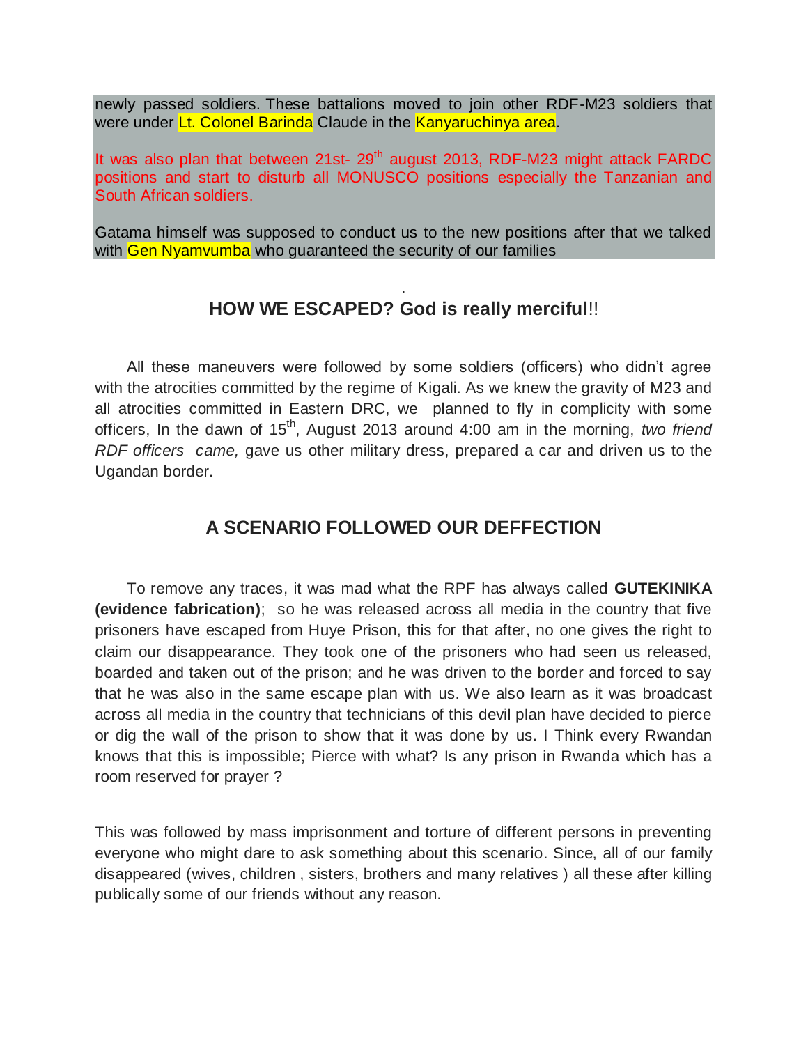newly passed soldiers. These battalions moved to join other RDF-M23 soldiers that were under Lt. Colonel Barinda Claude in the Kanyaruchinya area.

It was also plan that between 21st- 29th august 2013, RDF-M23 might attack FARDC positions and start to disturb all MONUSCO positions especially the Tanzanian and South African soldiers.

Gatama himself was supposed to conduct us to the new positions after that we talked with Gen Nyamvumba who guaranteed the security of our families

.

## HOW WE ESCAPED? God is really merciful!!

All these maneuvers were followed by some soldiers (officers) who didn't agree with the atrocities committed by the regime of Kigali. As we knew the gravity of M23 and all atrocities committed in Eastern DRC, we planned to fly in complicity with some officers, In the dawn of 15th, August 2013 around 4:00 am in the morning, *two friend RDF officers came,* gave us other military dress, prepared a car and driven us to the Ugandan border.

## A SCENARIO FOLLOWED OUR DEFFECTION

To remove any traces, it was mad what the RPF has always called **GUTEKINIKA (evidence fabrication)**; so he was released across all media in the country that five prisoners have escaped from Huye Prison, this for that after, no one gives the right to claim our disappearance. They took one of the prisoners who had seen us released, boarded and taken out of the prison; and he was driven to the border and forced to say that he was also in the same escape plan with us. We also learn as it was broadcast across all media in the country that technicians of this devil plan have decided to pierce or dig the wall of the prison to show that it was done by us. I Think every Rwandan knows that this is impossible; Pierce with what? Is any prison in Rwanda which has a room reserved for prayer ?

This was followed by mass imprisonment and torture of different persons in preventing everyone who might dare to ask something about this scenario. Since, all of our family disappeared (wives, children , sisters, brothers and many relatives ) all these after killing publically some of our friends without any reason.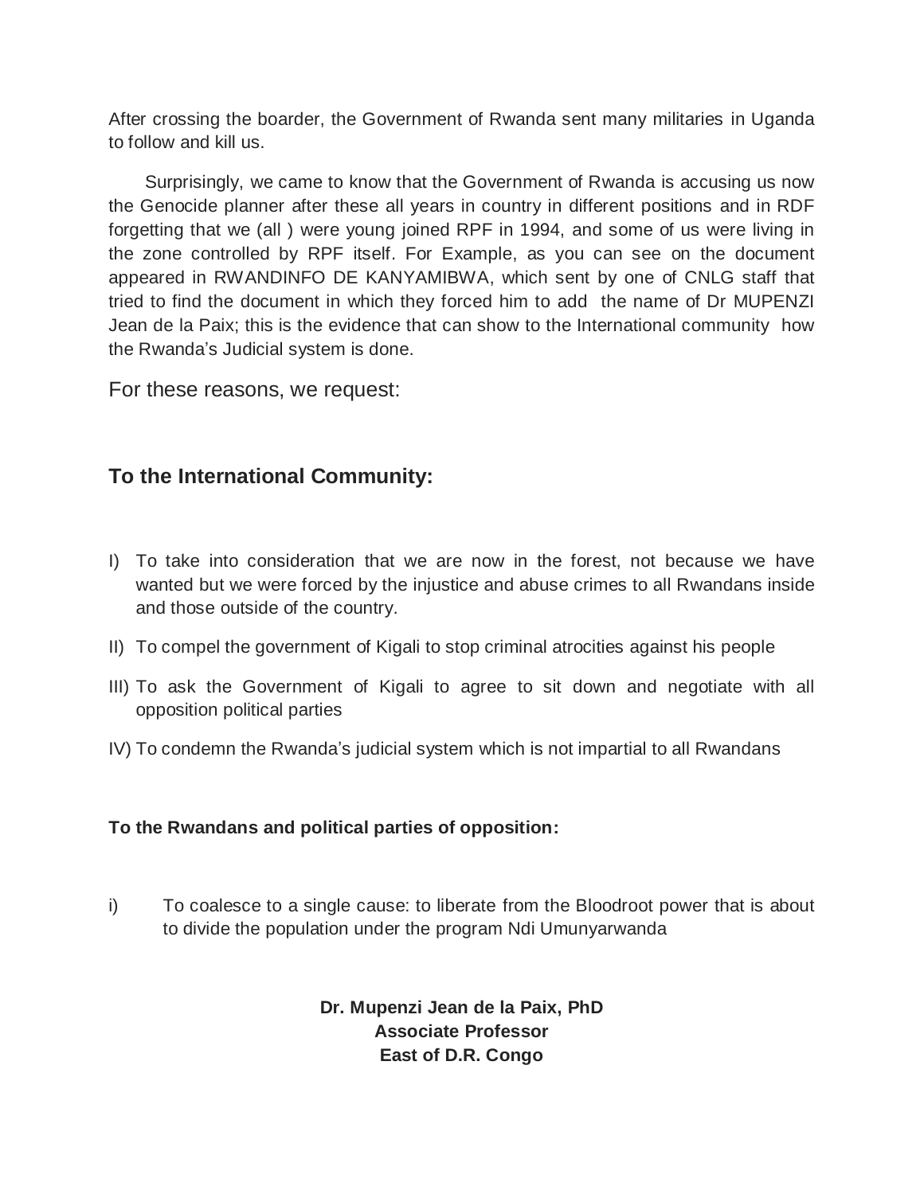After crossing the boarder, the Government of Rwanda sent many militaries in Uganda to follow and kill us.

Surprisingly, we came to know that the Government of Rwanda is accusing us now the Genocide planner after these all years in country in different positions and in RDF forgetting that we (all ) were young joined RPF in 1994, and some of us were living in the zone controlled by RPF itself. For Example, as you can see on the document appeared in RWANDINFO DE KANYAMIBWA, which sent by one of CNLG staff that tried to find the document in which they forced him to add the name of Dr MUPENZI Jean de la Paix; this is the evidence that can show to the International community how the Rwanda's Judicial system is done.

For these reasons, we request:

## To the International Community:

I) To take into consideration that we are now in the forest, not because we have wanted but we were forced by the injustice and abuse crimes to all Rwandans inside and those outside of the country.

II) To compel the government of Kigali to stop criminal atrocities against his people

III) To ask the Government of Kigali to agree to sit down and negotiate with all opposition political parties

IV) To condemn the Rwanda's judicial system which is not impartial to all Rwandans

**To the Rwandans and political parties of opposition:**

i) To coalesce to a single cause: to liberate from the Bloodroot power that is about to divide the population under the program Ndi Umunyarwanda

**Dr. Mupenzi Jean de la Paix, PhD**
**Associate Professor**
**East of D.R. Congo**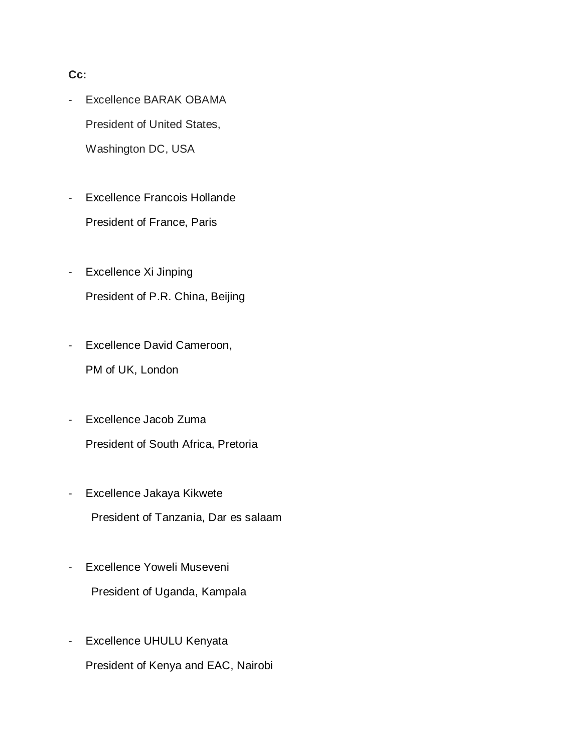**Cc:**

- Excellence BARAK OBAMA
  President of United States,
  Washington DC, USA

- Excellence Francois Hollande
  President of France, Paris

- Excellence Xi Jinping
  President of P.R. China, Beijing

- Excellence David Cameroon,
  PM of UK, London

- Excellence Jacob Zuma
  President of South Africa, Pretoria

- Excellence Jakaya Kikwete
  President of Tanzania, Dar es salaam

- Excellence Yoweli Museveni
  President of Uganda, Kampala

- Excellence UHULU Kenyata
  President of Kenya and EAC, Nairobi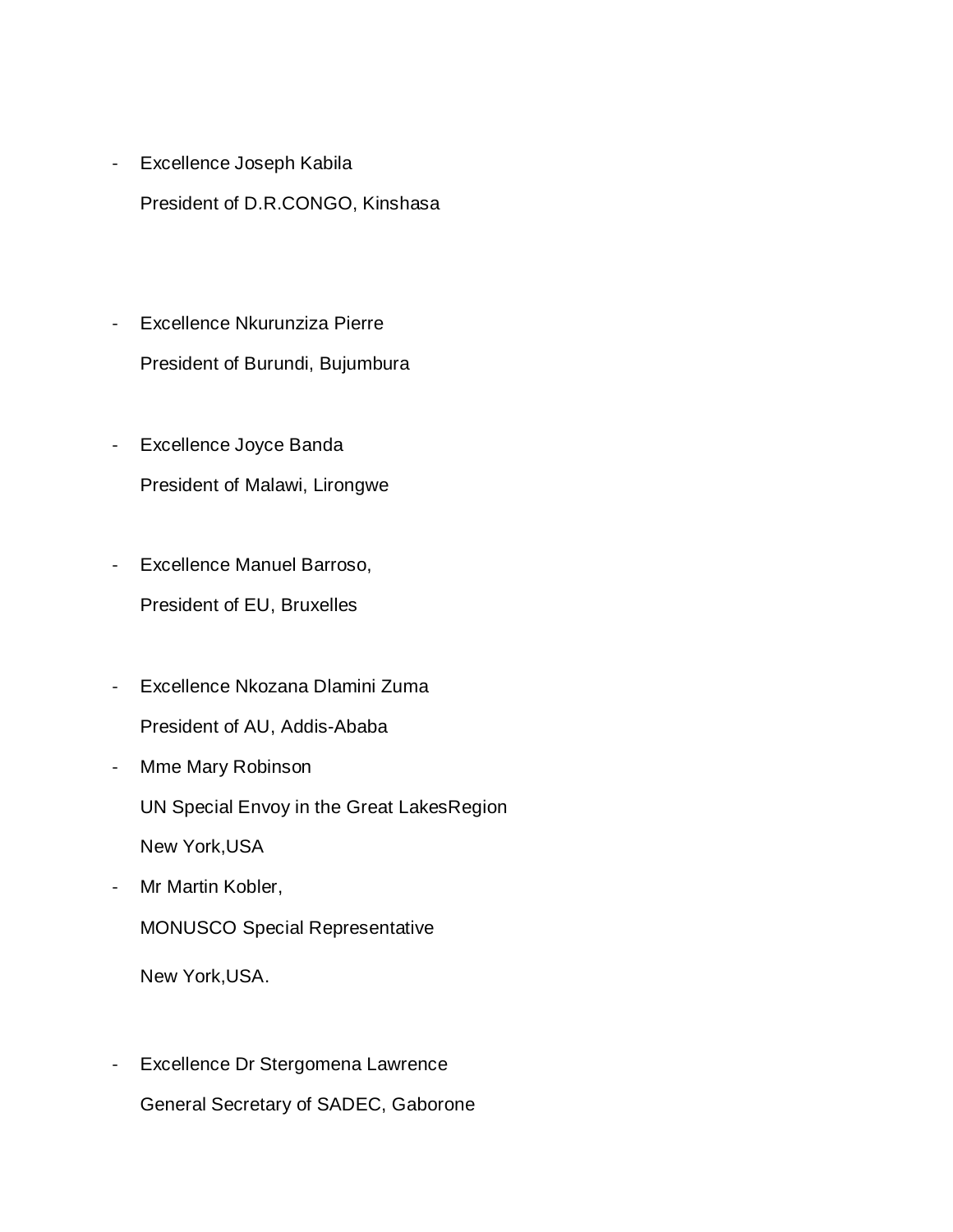- Excellence Joseph Kabila

  President of D.R.CONGO, Kinshasa

- Excellence Nkurunziza Pierre

  President of Burundi, Bujumbura

- Excellence Joyce Banda

  President of Malawi, Lirongwe

- Excellence Manuel Barroso,

  President of EU, Bruxelles

- Excellence Nkozana Dlamini Zuma

  President of AU, Addis-Ababa

- Mme Mary Robinson

  UN Special Envoy in the Great LakesRegion

  New York,USA

- Mr Martin Kobler,

  MONUSCO Special Representative

  New York,USA.

- Excellence Dr Stergomena Lawrence

  General Secretary of SADEC, Gaborone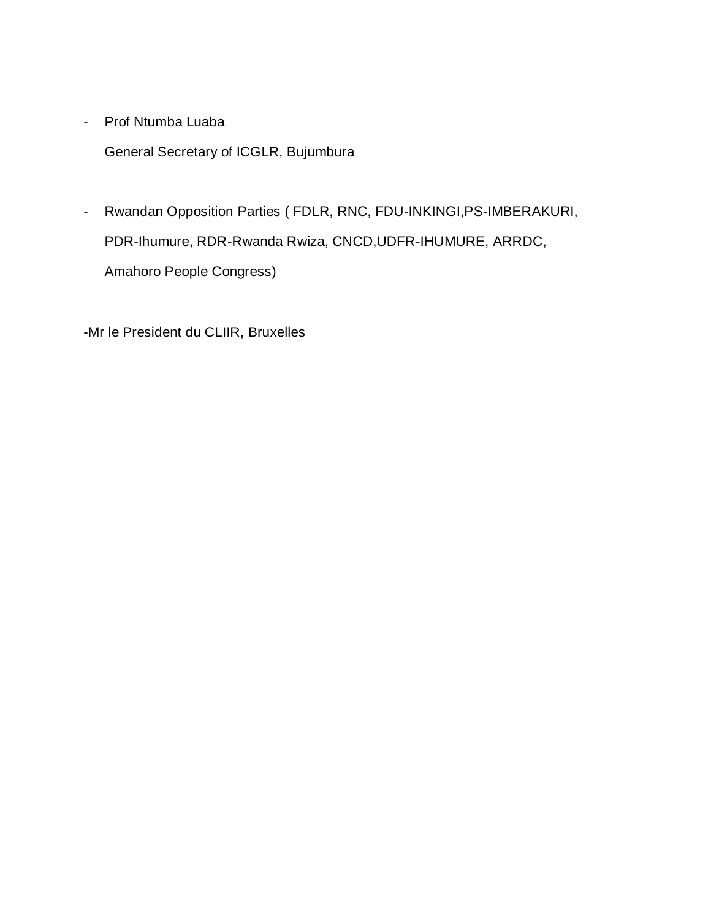- Prof Ntumba Luaba

  General Secretary of ICGLR, Bujumbura

- Rwandan Opposition Parties ( FDLR, RNC, FDU-INKINGI,PS-IMBERAKURI, PDR-Ihumure, RDR-Rwanda Rwiza, CNCD,UDFR-IHUMURE, ARRDC, Amahoro People Congress)

-Mr le President du CLIIR, Bruxelles